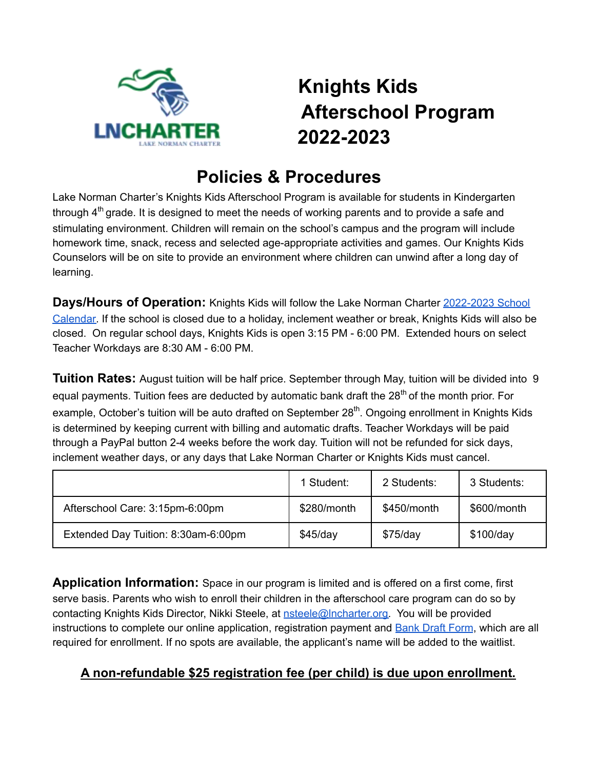# Knights Kids Afterschool Program 2022-2023

## Policies & Procedures

Lake Norman Charter's Knights Kids Afterschool Program is available for students in Kindergarten through 4th grade. It is designed to meet the needs of working parents and to provide a safe and stimulating environment. Children will remain on the school's campus and the program will include homework time, snack, recess and selected age-appropriate activities and games. Our Knights Kids Counselors will be on site to provide an environment where children can unwind after a long day of learning.

**Days/Hours of Operation:** Knights Kids will follow the Lake Norman Charter [2022-2023 School Calendar](). If the school is closed due to a holiday, inclement weather or break, Knights Kids will also be closed. On regular school days, Knights Kids is open 3:15 PM - 6:00 PM. Extended hours on select Teacher Workdays are 8:30 AM - 6:00 PM.

**Tuition Rates:** August tuition will be half price. September through May, tuition will be divided into 9 equal payments. Tuition fees are deducted by automatic bank draft the 28th of the month prior. For example, October's tuition will be auto drafted on September 28th. Ongoing enrollment in Knights Kids is determined by keeping current with billing and automatic drafts. Teacher Workdays will be paid through a PayPal button 2-4 weeks before the work day. Tuition will not be refunded for sick days, inclement weather days, or any days that Lake Norman Charter or Knights Kids must cancel.

| | 1 Student: | 2 Students: | 3 Students: |
|---|---|---|---|
| Afterschool Care: 3:15pm-6:00pm | $280/month | $450/month | $600/month |
| Extended Day Tuition: 8:30am-6:00pm | $45/day | $75/day | $100/day |

**Application Information:** Space in our program is limited and is offered on a first come, first serve basis. Parents who wish to enroll their children in the afterschool care program can do so by contacting Knights Kids Director, Nikki Steele, at nsteele@lncharter.org. You will be provided instructions to complete our online application, registration payment and [Bank Draft Form](), which are all required for enrollment. If no spots are available, the applicant's name will be added to the waitlist.

**A non-refundable $25 registration fee (per child) is due upon enrollment.**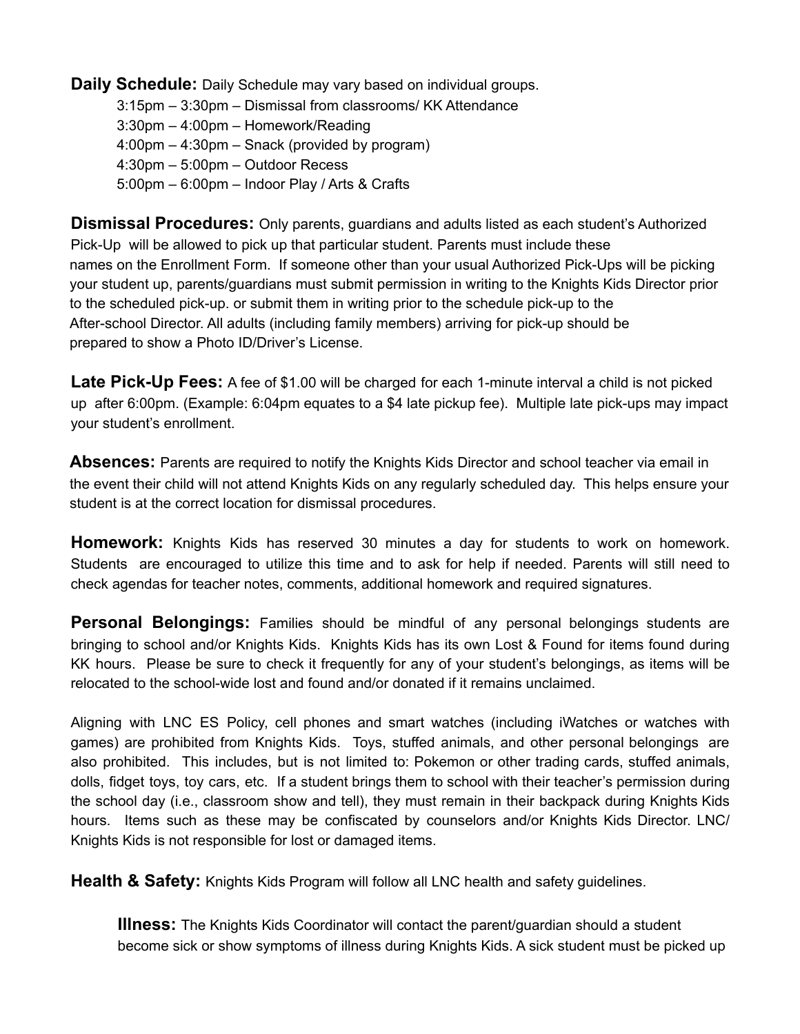**Daily Schedule:** Daily Schedule may vary based on individual groups.

3:15pm – 3:30pm – Dismissal from classrooms/ KK Attendance
3:30pm – 4:00pm – Homework/Reading
4:00pm – 4:30pm – Snack (provided by program)
4:30pm – 5:00pm – Outdoor Recess
5:00pm – 6:00pm – Indoor Play / Arts & Crafts

**Dismissal Procedures:** Only parents, guardians and adults listed as each student's Authorized Pick-Up will be allowed to pick up that particular student. Parents must include these names on the Enrollment Form. If someone other than your usual Authorized Pick-Ups will be picking your student up, parents/guardians must submit permission in writing to the Knights Kids Director prior to the scheduled pick-up. or submit them in writing prior to the schedule pick-up to the After-school Director. All adults (including family members) arriving for pick-up should be prepared to show a Photo ID/Driver's License.

**Late Pick-Up Fees:** A fee of $1.00 will be charged for each 1-minute interval a child is not picked up after 6:00pm. (Example: 6:04pm equates to a $4 late pickup fee). Multiple late pick-ups may impact your student's enrollment.

**Absences:** Parents are required to notify the Knights Kids Director and school teacher via email in the event their child will not attend Knights Kids on any regularly scheduled day. This helps ensure your student is at the correct location for dismissal procedures.

**Homework:** Knights Kids has reserved 30 minutes a day for students to work on homework. Students are encouraged to utilize this time and to ask for help if needed. Parents will still need to check agendas for teacher notes, comments, additional homework and required signatures.

**Personal Belongings:** Families should be mindful of any personal belongings students are bringing to school and/or Knights Kids. Knights Kids has its own Lost & Found for items found during KK hours. Please be sure to check it frequently for any of your student's belongings, as items will be relocated to the school-wide lost and found and/or donated if it remains unclaimed.

Aligning with LNC ES Policy, cell phones and smart watches (including iWatches or watches with games) are prohibited from Knights Kids. Toys, stuffed animals, and other personal belongings are also prohibited. This includes, but is not limited to: Pokemon or other trading cards, stuffed animals, dolls, fidget toys, toy cars, etc. If a student brings them to school with their teacher's permission during the school day (i.e., classroom show and tell), they must remain in their backpack during Knights Kids hours. Items such as these may be confiscated by counselors and/or Knights Kids Director. LNC/ Knights Kids is not responsible for lost or damaged items.

**Health & Safety:** Knights Kids Program will follow all LNC health and safety guidelines.

**Illness:** The Knights Kids Coordinator will contact the parent/guardian should a student become sick or show symptoms of illness during Knights Kids. A sick student must be picked up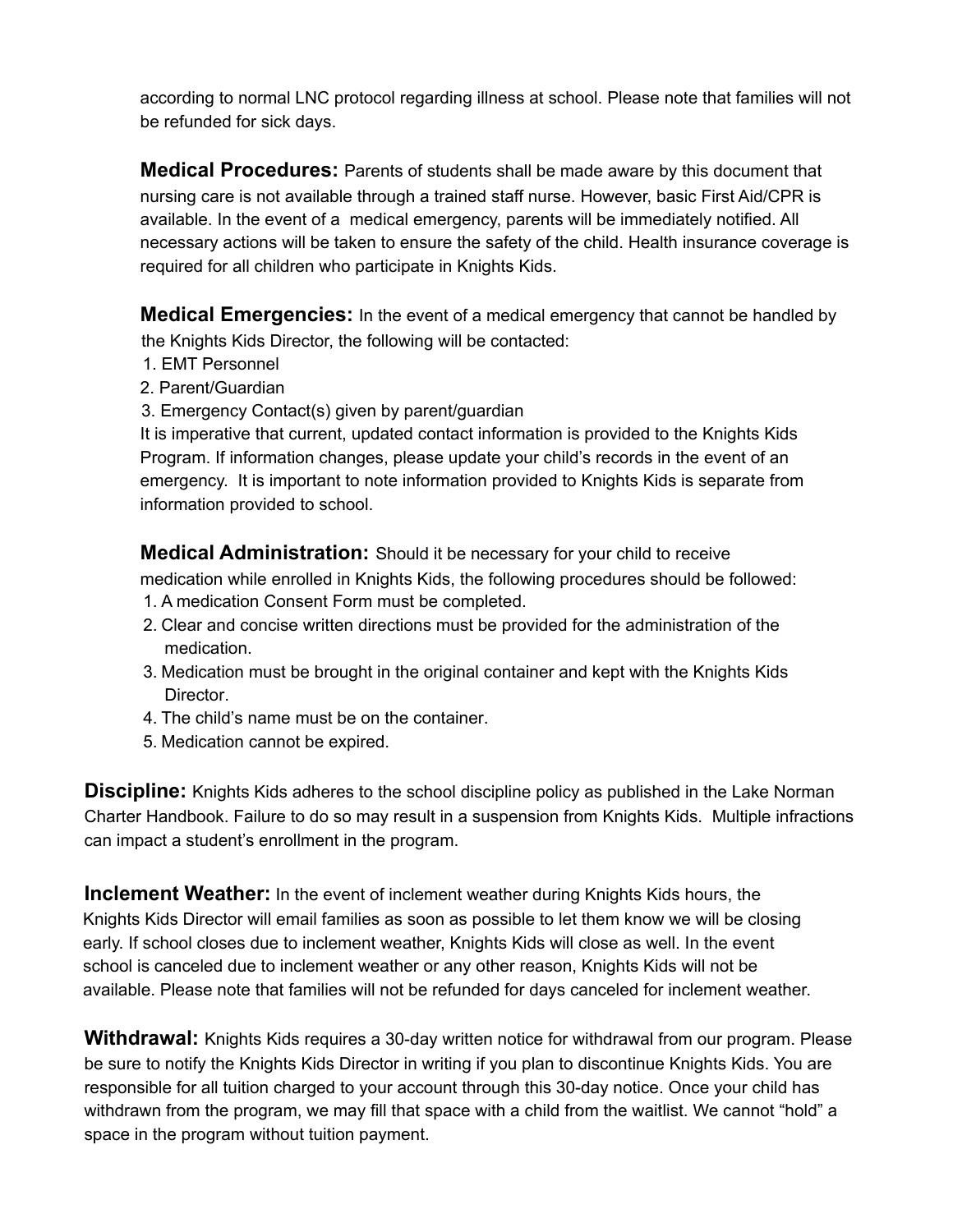according to normal LNC protocol regarding illness at school. Please note that families will not be refunded for sick days.

**Medical Procedures:** Parents of students shall be made aware by this document that nursing care is not available through a trained staff nurse. However, basic First Aid/CPR is available. In the event of a medical emergency, parents will be immediately notified. All necessary actions will be taken to ensure the safety of the child. Health insurance coverage is required for all children who participate in Knights Kids.

**Medical Emergencies:** In the event of a medical emergency that cannot be handled by the Knights Kids Director, the following will be contacted:

1. EMT Personnel
2. Parent/Guardian
3. Emergency Contact(s) given by parent/guardian

It is imperative that current, updated contact information is provided to the Knights Kids Program. If information changes, please update your child's records in the event of an emergency. It is important to note information provided to Knights Kids is separate from information provided to school.

**Medical Administration:** Should it be necessary for your child to receive medication while enrolled in Knights Kids, the following procedures should be followed:

1. A medication Consent Form must be completed.
2. Clear and concise written directions must be provided for the administration of the medication.
3. Medication must be brought in the original container and kept with the Knights Kids Director.
4. The child's name must be on the container.
5. Medication cannot be expired.

**Discipline:** Knights Kids adheres to the school discipline policy as published in the Lake Norman Charter Handbook. Failure to do so may result in a suspension from Knights Kids. Multiple infractions can impact a student's enrollment in the program.

**Inclement Weather:** In the event of inclement weather during Knights Kids hours, the Knights Kids Director will email families as soon as possible to let them know we will be closing early. If school closes due to inclement weather, Knights Kids will close as well. In the event school is canceled due to inclement weather or any other reason, Knights Kids will not be available. Please note that families will not be refunded for days canceled for inclement weather.

**Withdrawal:** Knights Kids requires a 30-day written notice for withdrawal from our program. Please be sure to notify the Knights Kids Director in writing if you plan to discontinue Knights Kids. You are responsible for all tuition charged to your account through this 30-day notice. Once your child has withdrawn from the program, we may fill that space with a child from the waitlist. We cannot "hold" a space in the program without tuition payment.